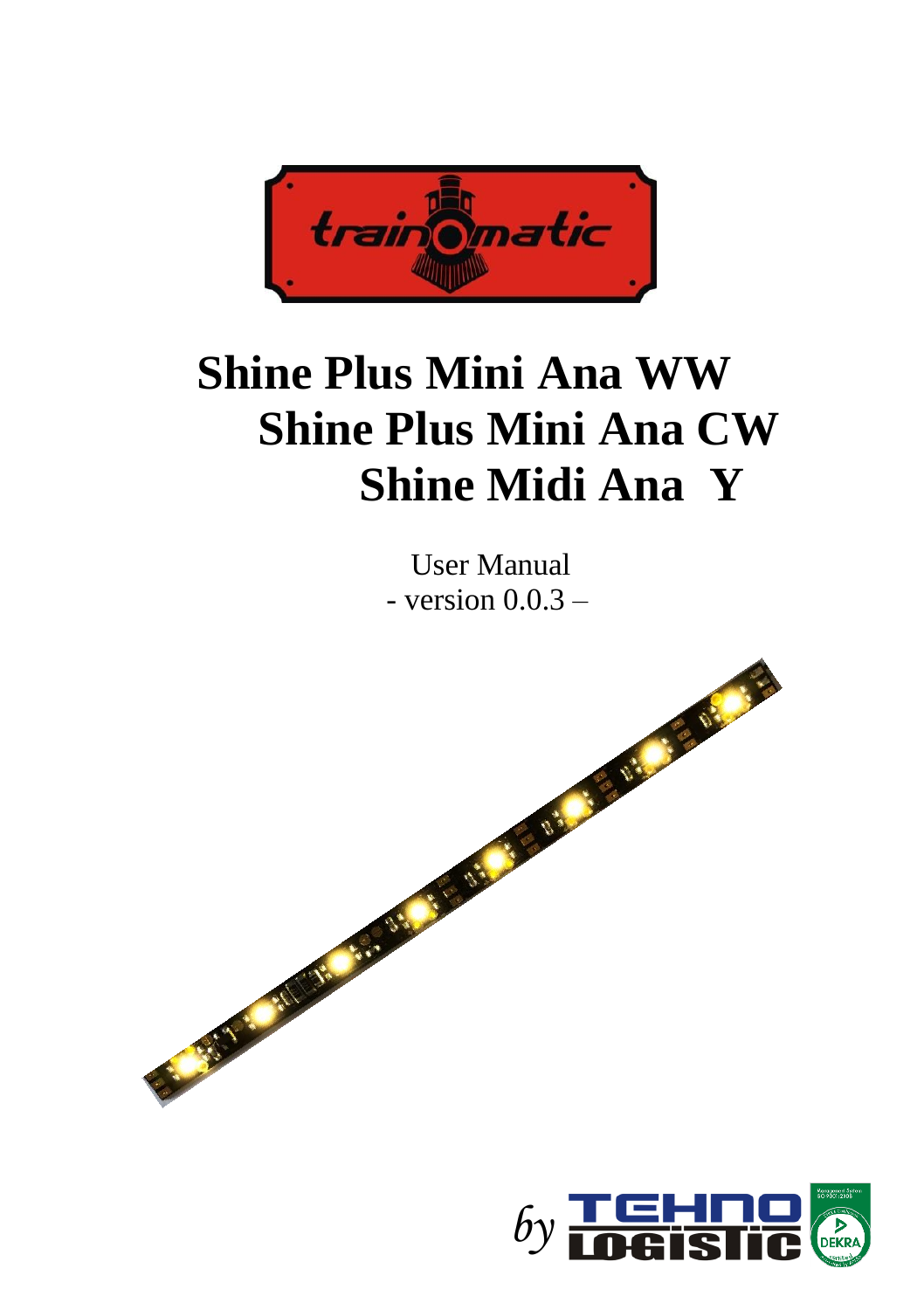# Shine Plus Mini Ana WW
# Shine Plus Mini Ana CW
# Shine Midi Ana Y

User Manual

- version 0.0.3 –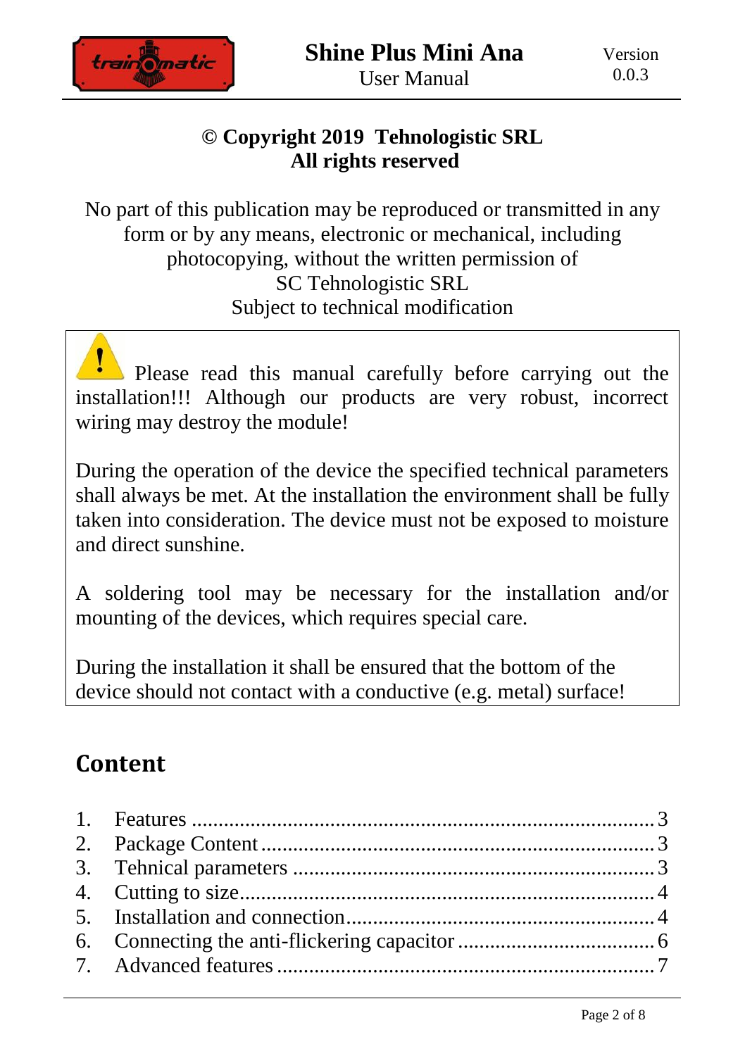**© Copyright 2019 Tehnologistic SRL**
**All rights reserved**

No part of this publication may be reproduced or transmitted in any form or by any means, electronic or mechanical, including photocopying, without the written permission of SC Tehnologistic SRL
Subject to technical modification

Please read this manual carefully before carrying out the installation!!! Although our products are very robust, incorrect wiring may destroy the module!

During the operation of the device the specified technical parameters shall always be met. At the installation the environment shall be fully taken into consideration. The device must not be exposed to moisture and direct sunshine.

A soldering tool may be necessary for the installation and/or mounting of the devices, which requires special care.

During the installation it shall be ensured that the bottom of the device should not contact with a conductive (e.g. metal) surface!

## Content

1. Features ........................................................ 3
2. Package Content ............................................ 3
3. Tehnical parameters ....................................... 3
4. Cutting to size ................................................ 4
5. Installation and connection ............................. 4
6. Connecting the anti-flickering capacitor ......... 6
7. Advanced features .......................................... 7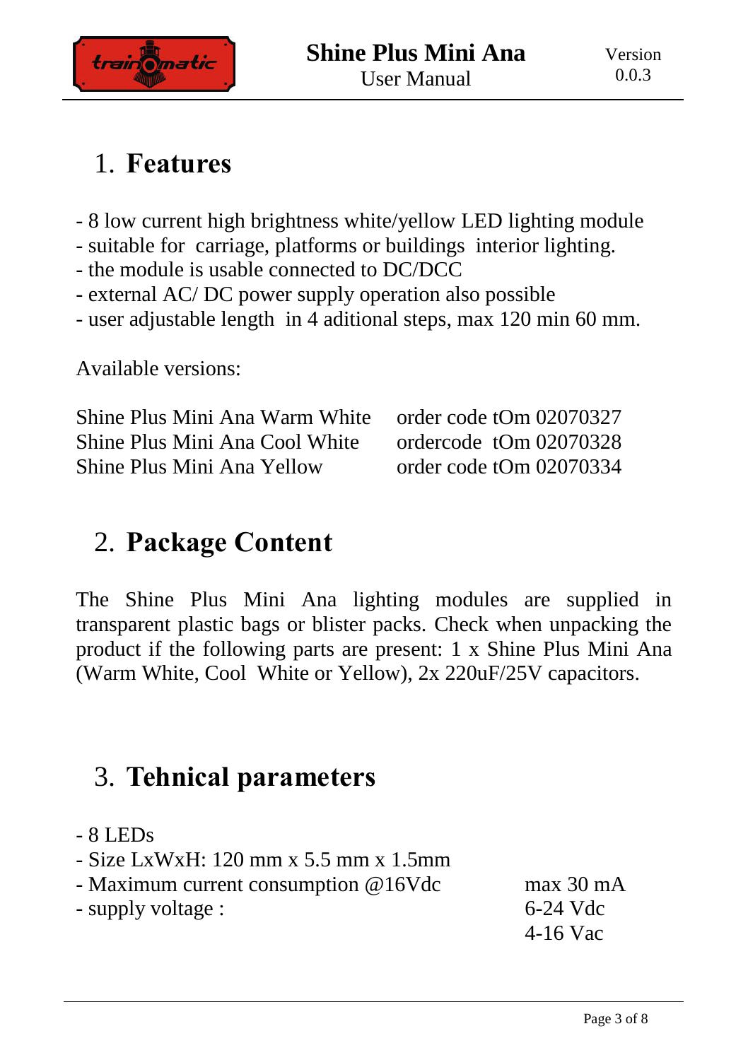# 1. Features

- 8 low current high brightness white/yellow LED lighting module
- suitable for carriage, platforms or buildings interior lighting.
- the module is usable connected to DC/DCC
- external AC/ DC power supply operation also possible
- user adjustable length in 4 aditional steps, max 120 min 60 mm.

Available versions:

| | |
|---|---|
| Shine Plus Mini Ana Warm White | order code tOm 02070327 |
| Shine Plus Mini Ana Cool White | ordercode tOm 02070328 |
| Shine Plus Mini Ana Yellow | order code tOm 02070334 |

# 2. Package Content

The Shine Plus Mini Ana lighting modules are supplied in transparent plastic bags or blister packs. Check when unpacking the product if the following parts are present: 1 x Shine Plus Mini Ana (Warm White, Cool White or Yellow), 2x 220uF/25V capacitors.

# 3. Tehnical parameters

- 8 LEDs
- Size LxWxH: 120 mm x 5.5 mm x 1.5mm
- Maximum current consumption @16Vdc — max 30 mA
- supply voltage : — 6-24 Vdc, 4-16 Vac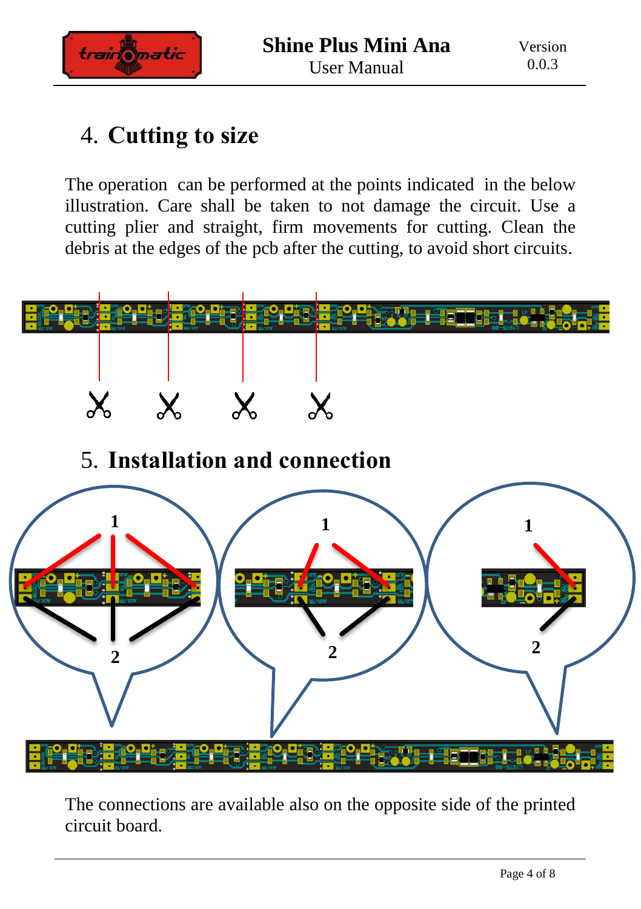## 4. Cutting to size

The operation can be performed at the points indicated in the below illustration. Care shall be taken to not damage the circuit. Use a cutting plier and straight, firm movements for cutting. Clean the debris at the edges of the pcb after the cutting, to avoid short circuits.

## 5. Installation and connection

The connections are available also on the opposite side of the printed circuit board.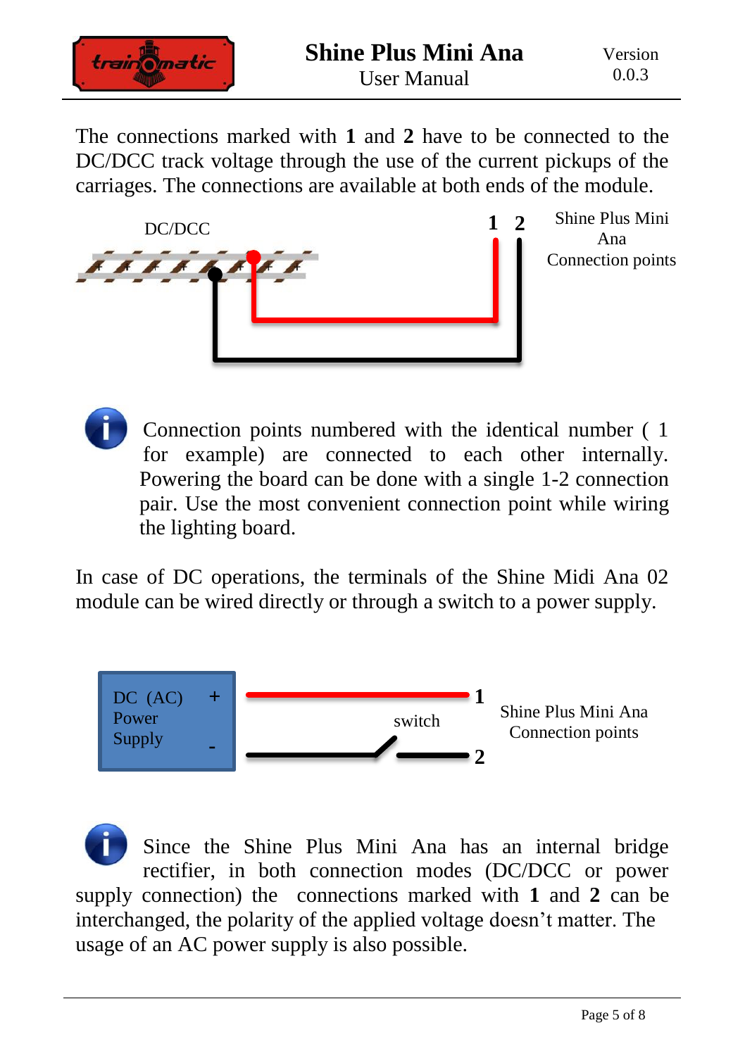The connections marked with **1** and **2** have to be connected to the DC/DCC track voltage through the use of the current pickups of the carriages. The connections are available at both ends of the module.

DC/DCC

**1** **2**

Shine Plus Mini Ana Connection points

Connection points numbered with the identical number ( 1 for example) are connected to each other internally. Powering the board can be done with a single 1-2 connection pair. Use the most convenient connection point while wiring the lighting board.

In case of DC operations, the terminals of the Shine Midi Ana 02 module can be wired directly or through a switch to a power supply.

DC (AC) Power Supply +
-

switch

**1**
**2**

Shine Plus Mini Ana Connection points

Since the Shine Plus Mini Ana has an internal bridge rectifier, in both connection modes (DC/DCC or power supply connection) the connections marked with **1** and **2** can be interchanged, the polarity of the applied voltage doesn't matter. The usage of an AC power supply is also possible.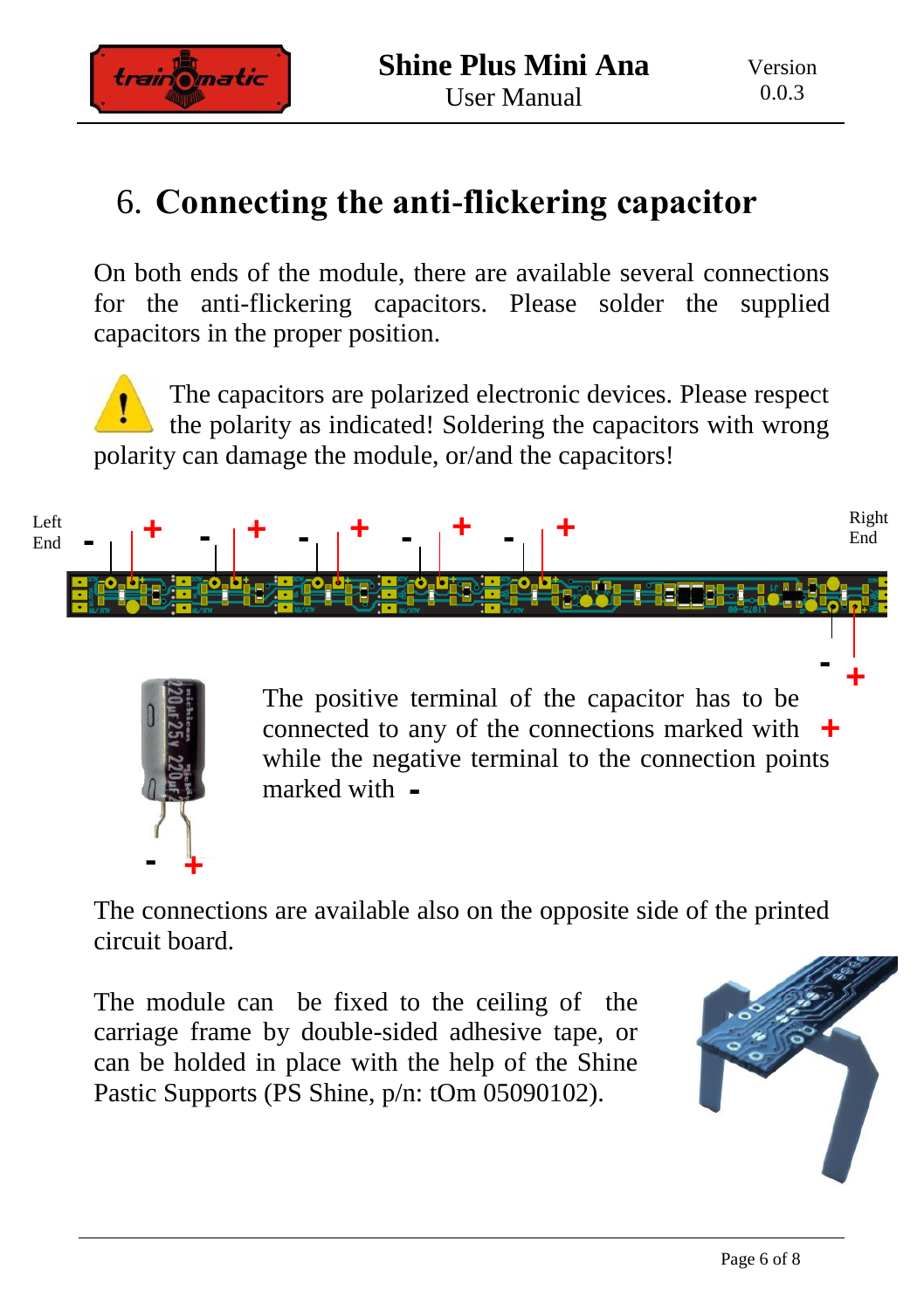# 6. Connecting the anti-flickering capacitor

On both ends of the module, there are available several connections for the anti-flickering capacitors. Please solder the supplied capacitors in the proper position.

The capacitors are polarized electronic devices. Please respect the polarity as indicated! Soldering the capacitors with wrong polarity can damage the module, or/and the capacitors!

Left End — + — + — + — + — + Right End

The positive terminal of the capacitor has to be connected to any of the connections marked with **+** while the negative terminal to the connection points marked with **-**

The connections are available also on the opposite side of the printed circuit board.

The module can be fixed to the ceiling of the carriage frame by double-sided adhesive tape, or can be holded in place with the help of the Shine Pastic Supports (PS Shine, p/n: tOm 05090102).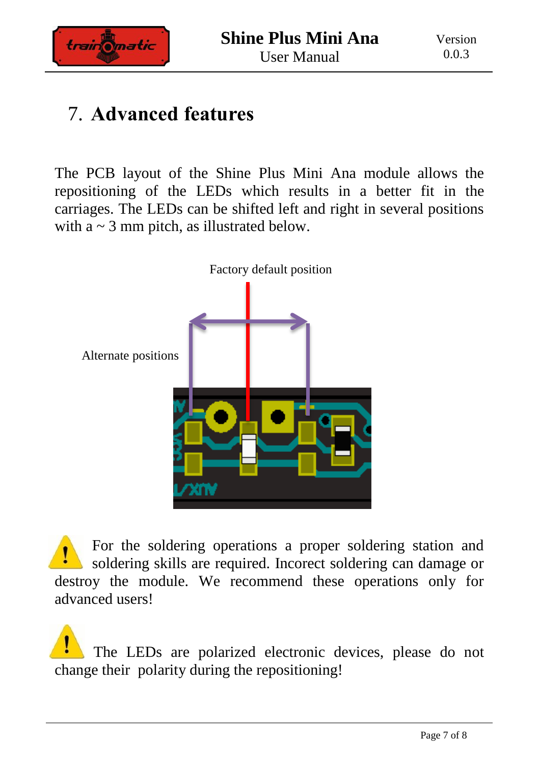# 7. Advanced features

The PCB layout of the Shine Plus Mini Ana module allows the repositioning of the LEDs which results in a better fit in the carriages. The LEDs can be shifted left and right in several positions with a ~ 3 mm pitch, as illustrated below.

Factory default position

Alternate positions

For the soldering operations a proper soldering station and soldering skills are required. Incorect soldering can damage or destroy the module. We recommend these operations only for advanced users!

The LEDs are polarized electronic devices, please do not change their polarity during the repositioning!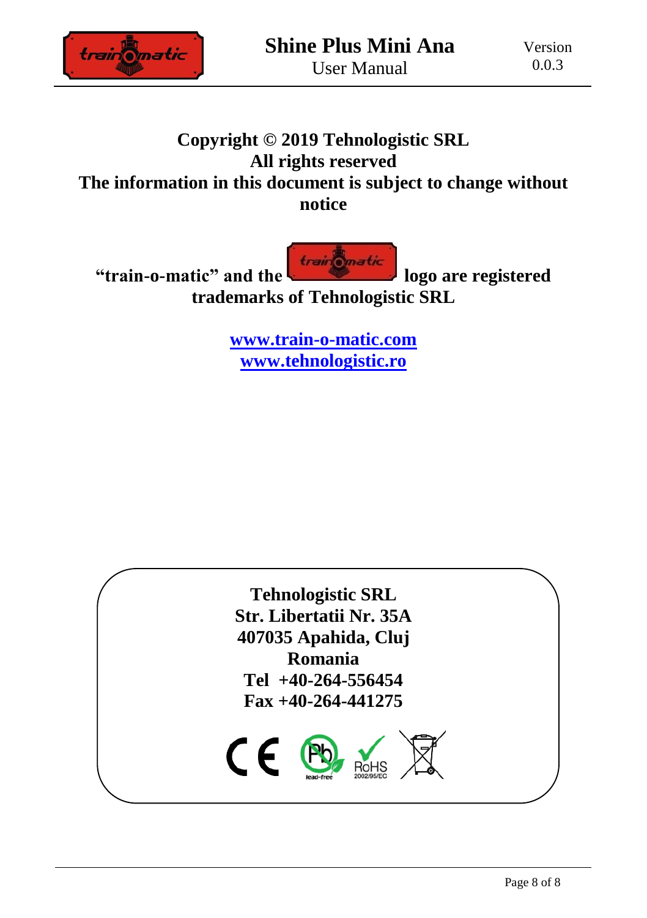**Copyright © 2019 Tehnologistic SRL**
**All rights reserved**
**The information in this document is subject to change without notice**

**“train-o-matic” and the logo are registered trademarks of Tehnologistic SRL**

**[www.train-o-matic.com](http://www.train-o-matic.com)**
**[www.tehnologistic.ro](http://www.tehnologistic.ro)**

**Tehnologistic SRL**
**Str. Libertatii Nr. 35A**
**407035 Apahida, Cluj**
**Romania**
**Tel +40-264-556454**
**Fax +40-264-441275**

CE lead-free RoHS 2002/95/EC